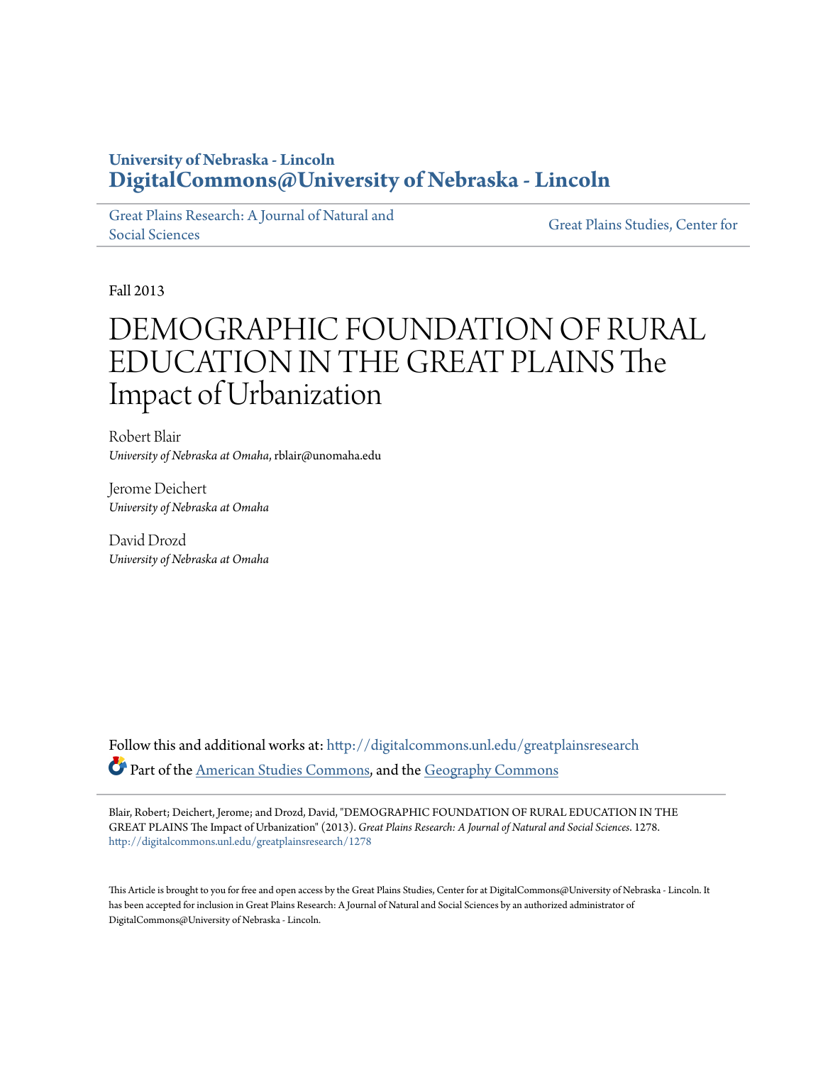**University of Nebraska - Lincoln**
**DigitalCommons@University of Nebraska - Lincoln**

Great Plains Research: A Journal of Natural and Social Sciences | Great Plains Studies, Center for

Fall 2013

# DEMOGRAPHIC FOUNDATION OF RURAL EDUCATION IN THE GREAT PLAINS The Impact of Urbanization

Robert Blair
*University of Nebraska at Omaha*, rblair@unomaha.edu

Jerome Deichert
*University of Nebraska at Omaha*

David Drozd
*University of Nebraska at Omaha*

Follow this and additional works at: http://digitalcommons.unl.edu/greatplainsresearch

Part of the American Studies Commons, and the Geography Commons

Blair, Robert; Deichert, Jerome; and Drozd, David, "DEMOGRAPHIC FOUNDATION OF RURAL EDUCATION IN THE GREAT PLAINS The Impact of Urbanization" (2013). *Great Plains Research: A Journal of Natural and Social Sciences*. 1278.
http://digitalcommons.unl.edu/greatplainsresearch/1278

This Article is brought to you for free and open access by the Great Plains Studies, Center for at DigitalCommons@University of Nebraska - Lincoln. It has been accepted for inclusion in Great Plains Research: A Journal of Natural and Social Sciences by an authorized administrator of DigitalCommons@University of Nebraska - Lincoln.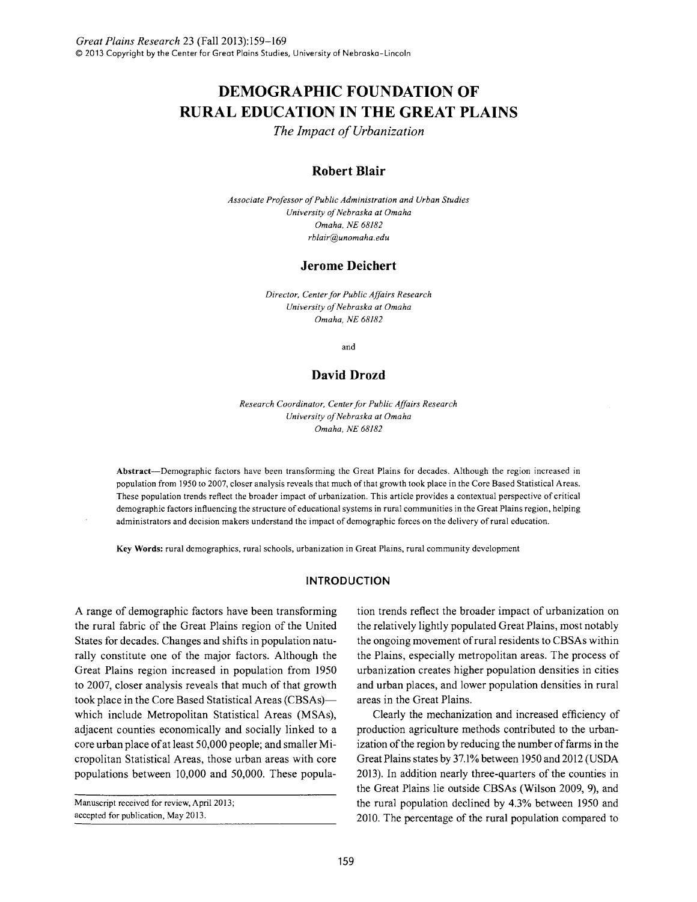# DEMOGRAPHIC FOUNDATION OF RURAL EDUCATION IN THE GREAT PLAINS

*The Impact of Urbanization*

### Robert Blair

*Associate Professor of Public Administration and Urban Studies*
*University of Nebraska at Omaha*
*Omaha, NE 68182*
*rblair@unomaha.edu*

### Jerome Deichert

*Director, Center for Public Affairs Research*
*University of Nebraska at Omaha*
*Omaha, NE 68182*

and

### David Drozd

*Research Coordinator, Center for Public Affairs Research*
*University of Nebraska at Omaha*
*Omaha, NE 68182*

**Abstract**—Demographic factors have been transforming the Great Plains for decades. Although the region increased in population from 1950 to 2007, closer analysis reveals that much of that growth took place in the Core Based Statistical Areas. These population trends reflect the broader impact of urbanization. This article provides a contextual perspective of critical demographic factors influencing the structure of educational systems in rural communities in the Great Plains region, helping administrators and decision makers understand the impact of demographic forces on the delivery of rural education.

**Key Words:** rural demographics, rural schools, urbanization in Great Plains, rural community development

## INTRODUCTION

A range of demographic factors have been transforming the rural fabric of the Great Plains region of the United States for decades. Changes and shifts in population naturally constitute one of the major factors. Although the Great Plains region increased in population from 1950 to 2007, closer analysis reveals that much of that growth took place in the Core Based Statistical Areas (CBSAs)—which include Metropolitan Statistical Areas (MSAs), adjacent counties economically and socially linked to a core urban place of at least 50,000 people; and smaller Micropolitan Statistical Areas, those urban areas with core populations between 10,000 and 50,000. These population trends reflect the broader impact of urbanization on the relatively lightly populated Great Plains, most notably the ongoing movement of rural residents to CBSAs within the Plains, especially metropolitan areas. The process of urbanization creates higher population densities in cities and urban places, and lower population densities in rural areas in the Great Plains.

Clearly the mechanization and increased efficiency of production agriculture methods contributed to the urbanization of the region by reducing the number of farms in the Great Plains states by 37.1% between 1950 and 2012 (USDA 2013). In addition nearly three-quarters of the counties in the Great Plains lie outside CBSAs (Wilson 2009, 9), and the rural population declined by 4.3% between 1950 and 2010. The percentage of the rural population compared to

Manuscript received for review, April 2013;
accepted for publication, May 2013.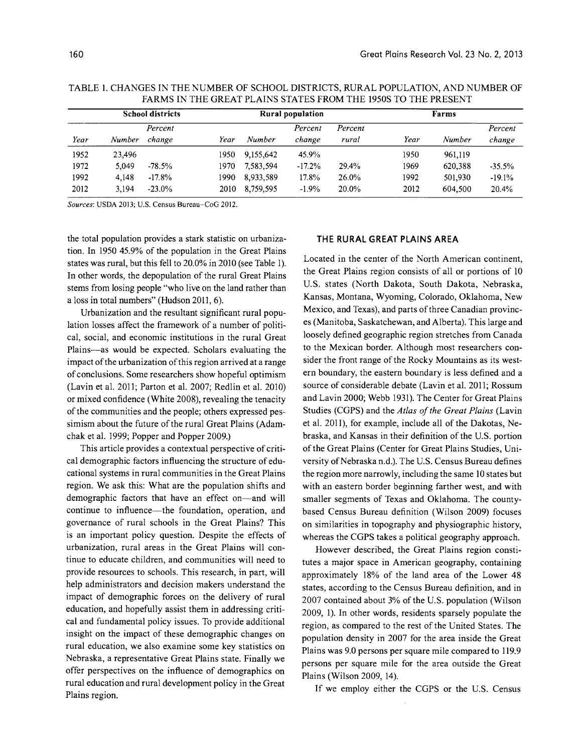TABLE 1. CHANGES IN THE NUMBER OF SCHOOL DISTRICTS, RURAL POPULATION, AND NUMBER OF FARMS IN THE GREAT PLAINS STATES FROM THE 1950S TO THE PRESENT

| School districts | | | Rural population | | | | Farms | | |
|---|---|---|---|---|---|---|---|---|---|
| *Year* | *Number* | *Percent change* | *Year* | *Number* | *Percent change* | *Percent rural* | *Year* | *Number* | *Percent change* |
| 1952 | 23,496 | | 1950 | 9,155,642 | 45.9% | | 1950 | 961,119 | |
| 1972 | 5,049 | -78.5% | 1970 | 7,583,594 | -17.2% | 29.4% | 1969 | 620,388 | -35.5% |
| 1992 | 4,148 | -17.8% | 1990 | 8,933,589 | 17.8% | 26.0% | 1992 | 501,930 | -19.1% |
| 2012 | 3,194 | -23.0% | 2010 | 8,759,595 | -1.9% | 20.0% | 2012 | 604,500 | 20.4% |

*Sources*: USDA 2013; U.S. Census Bureau–CoG 2012.

the total population provides a stark statistic on urbanization. In 1950 45.9% of the population in the Great Plains states was rural, but this fell to 20.0% in 2010 (see Table 1). In other words, the depopulation of the rural Great Plains stems from losing people "who live on the land rather than a loss in total numbers" (Hudson 2011, 6).

Urbanization and the resultant significant rural population losses affect the framework of a number of political, social, and economic institutions in the rural Great Plains—as would be expected. Scholars evaluating the impact of the urbanization of this region arrived at a range of conclusions. Some researchers show hopeful optimism (Lavin et al. 2011; Parton et al. 2007; Redlin et al. 2010) or mixed confidence (White 2008), revealing the tenacity of the communities and the people; others expressed pessimism about the future of the rural Great Plains (Adamchak et al. 1999; Popper and Popper 2009.)

This article provides a contextual perspective of critical demographic factors influencing the structure of educational systems in rural communities in the Great Plains region. We ask this: What are the population shifts and demographic factors that have an effect on—and will continue to influence—the foundation, operation, and governance of rural schools in the Great Plains? This is an important policy question. Despite the effects of urbanization, rural areas in the Great Plains will continue to educate children, and communities will need to provide resources to schools. This research, in part, will help administrators and decision makers understand the impact of demographic forces on the delivery of rural education, and hopefully assist them in addressing critical and fundamental policy issues. To provide additional insight on the impact of these demographic changes on rural education, we also examine some key statistics on Nebraska, a representative Great Plains state. Finally we offer perspectives on the influence of demographics on rural education and rural development policy in the Great Plains region.

## THE RURAL GREAT PLAINS AREA

Located in the center of the North American continent, the Great Plains region consists of all or portions of 10 U.S. states (North Dakota, South Dakota, Nebraska, Kansas, Montana, Wyoming, Colorado, Oklahoma, New Mexico, and Texas), and parts of three Canadian provinces (Manitoba, Saskatchewan, and Alberta). This large and loosely defined geographic region stretches from Canada to the Mexican border. Although most researchers consider the front range of the Rocky Mountains as its western boundary, the eastern boundary is less defined and a source of considerable debate (Lavin et al. 2011; Rossum and Lavin 2000; Webb 1931). The Center for Great Plains Studies (CGPS) and the *Atlas of the Great Plains* (Lavin et al. 2011), for example, include all of the Dakotas, Nebraska, and Kansas in their definition of the U.S. portion of the Great Plains (Center for Great Plains Studies, University of Nebraska n.d.). The U.S. Census Bureau defines the region more narrowly, including the same 10 states but with an eastern border beginning farther west, and with smaller segments of Texas and Oklahoma. The county-based Census Bureau definition (Wilson 2009) focuses on similarities in topography and physiographic history, whereas the CGPS takes a political geography approach.

However described, the Great Plains region constitutes a major space in American geography, containing approximately 18% of the land area of the Lower 48 states, according to the Census Bureau definition, and in 2007 contained about 3% of the U.S. population (Wilson 2009, 1). In other words, residents sparsely populate the region, as compared to the rest of the United States. The population density in 2007 for the area inside the Great Plains was 9.0 persons per square mile compared to 119.9 persons per square mile for the area outside the Great Plains (Wilson 2009, 14).

If we employ either the CGPS or the U.S. Census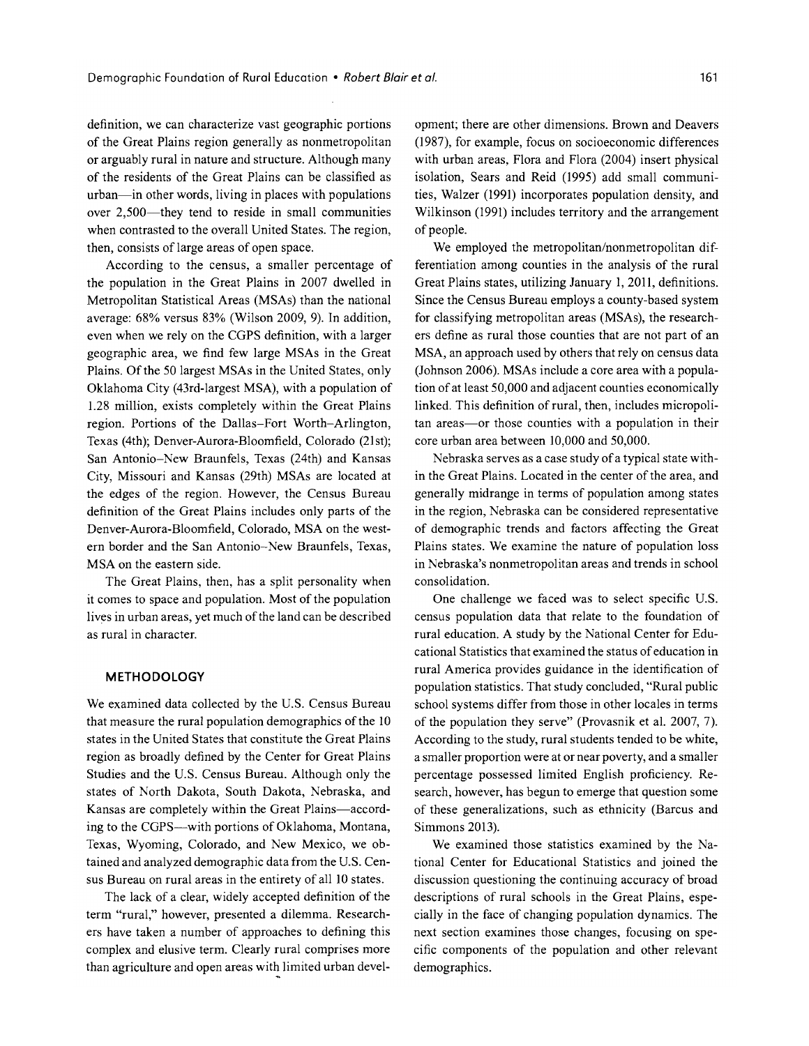definition, we can characterize vast geographic portions of the Great Plains region generally as nonmetropolitan or arguably rural in nature and structure. Although many of the residents of the Great Plains can be classified as urban—in other words, living in places with populations over 2,500—they tend to reside in small communities when contrasted to the overall United States. The region, then, consists of large areas of open space.

According to the census, a smaller percentage of the population in the Great Plains in 2007 dwelled in Metropolitan Statistical Areas (MSAs) than the national average: 68% versus 83% (Wilson 2009, 9). In addition, even when we rely on the CGPS definition, with a larger geographic area, we find few large MSAs in the Great Plains. Of the 50 largest MSAs in the United States, only Oklahoma City (43rd-largest MSA), with a population of 1.28 million, exists completely within the Great Plains region. Portions of the Dallas–Fort Worth–Arlington, Texas (4th); Denver-Aurora-Bloomfield, Colorado (21st); San Antonio–New Braunfels, Texas (24th) and Kansas City, Missouri and Kansas (29th) MSAs are located at the edges of the region. However, the Census Bureau definition of the Great Plains includes only parts of the Denver-Aurora-Bloomfield, Colorado, MSA on the western border and the San Antonio–New Braunfels, Texas, MSA on the eastern side.

The Great Plains, then, has a split personality when it comes to space and population. Most of the population lives in urban areas, yet much of the land can be described as rural in character.

## METHODOLOGY

We examined data collected by the U.S. Census Bureau that measure the rural population demographics of the 10 states in the United States that constitute the Great Plains region as broadly defined by the Center for Great Plains Studies and the U.S. Census Bureau. Although only the states of North Dakota, South Dakota, Nebraska, and Kansas are completely within the Great Plains—according to the CGPS—with portions of Oklahoma, Montana, Texas, Wyoming, Colorado, and New Mexico, we obtained and analyzed demographic data from the U.S. Census Bureau on rural areas in the entirety of all 10 states.

The lack of a clear, widely accepted definition of the term "rural," however, presented a dilemma. Researchers have taken a number of approaches to defining this complex and elusive term. Clearly rural comprises more than agriculture and open areas with limited urban development; there are other dimensions. Brown and Deavers (1987), for example, focus on socioeconomic differences with urban areas, Flora and Flora (2004) insert physical isolation, Sears and Reid (1995) add small communities, Walzer (1991) incorporates population density, and Wilkinson (1991) includes territory and the arrangement of people.

We employed the metropolitan/nonmetropolitan differentiation among counties in the analysis of the rural Great Plains states, utilizing January 1, 2011, definitions. Since the Census Bureau employs a county-based system for classifying metropolitan areas (MSAs), the researchers define as rural those counties that are not part of an MSA, an approach used by others that rely on census data (Johnson 2006). MSAs include a core area with a population of at least 50,000 and adjacent counties economically linked. This definition of rural, then, includes micropolitan areas—or those counties with a population in their core urban area between 10,000 and 50,000.

Nebraska serves as a case study of a typical state within the Great Plains. Located in the center of the area, and generally midrange in terms of population among states in the region, Nebraska can be considered representative of demographic trends and factors affecting the Great Plains states. We examine the nature of population loss in Nebraska's nonmetropolitan areas and trends in school consolidation.

One challenge we faced was to select specific U.S. census population data that relate to the foundation of rural education. A study by the National Center for Educational Statistics that examined the status of education in rural America provides guidance in the identification of population statistics. That study concluded, "Rural public school systems differ from those in other locales in terms of the population they serve" (Provasnik et al. 2007, 7). According to the study, rural students tended to be white, a smaller proportion were at or near poverty, and a smaller percentage possessed limited English proficiency. Research, however, has begun to emerge that question some of these generalizations, such as ethnicity (Barcus and Simmons 2013).

We examined those statistics examined by the National Center for Educational Statistics and joined the discussion questioning the continuing accuracy of broad descriptions of rural schools in the Great Plains, especially in the face of changing population dynamics. The next section examines those changes, focusing on specific components of the population and other relevant demographics.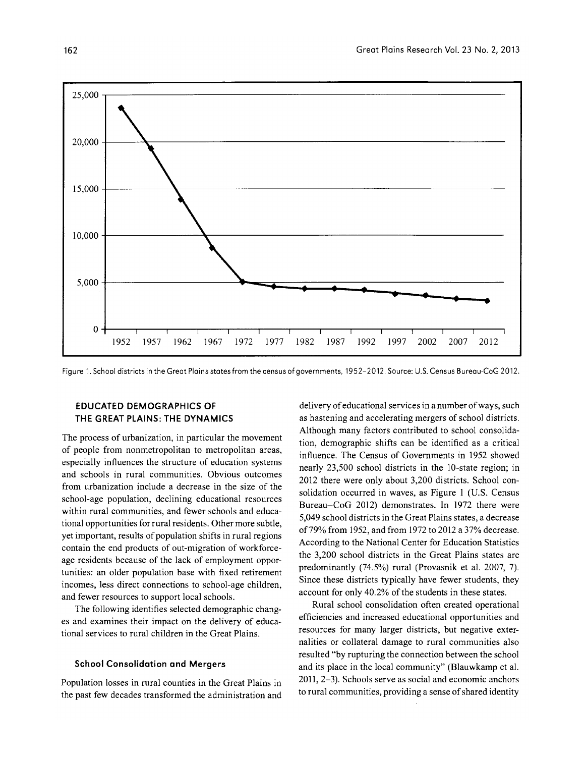Figure 1. School districts in the Great Plains states from the census of governments, 1952–2012. Source: U.S. Census Bureau-CoG 2012.

## EDUCATED DEMOGRAPHICS OF THE GREAT PLAINS: THE DYNAMICS

The process of urbanization, in particular the movement of people from nonmetropolitan to metropolitan areas, especially influences the structure of education systems and schools in rural communities. Obvious outcomes from urbanization include a decrease in the size of the school-age population, declining educational resources within rural communities, and fewer schools and educational opportunities for rural residents. Other more subtle, yet important, results of population shifts in rural regions contain the end products of out-migration of workforce-age residents because of the lack of employment opportunities: an older population base with fixed retirement incomes, less direct connections to school-age children, and fewer resources to support local schools.

The following identifies selected demographic changes and examines their impact on the delivery of educational services to rural children in the Great Plains.

### School Consolidation and Mergers

Population losses in rural counties in the Great Plains in the past few decades transformed the administration and delivery of educational services in a number of ways, such as hastening and accelerating mergers of school districts. Although many factors contributed to school consolidation, demographic shifts can be identified as a critical influence. The Census of Governments in 1952 showed nearly 23,500 school districts in the 10-state region; in 2012 there were only about 3,200 districts. School consolidation occurred in waves, as Figure 1 (U.S. Census Bureau–CoG 2012) demonstrates. In 1972 there were 5,049 school districts in the Great Plains states, a decrease of 79% from 1952, and from 1972 to 2012 a 37% decrease. According to the National Center for Education Statistics the 3,200 school districts in the Great Plains states are predominantly (74.5%) rural (Provasnik et al. 2007, 7). Since these districts typically have fewer students, they account for only 40.2% of the students in these states.

Rural school consolidation often created operational efficiencies and increased educational opportunities and resources for many larger districts, but negative externalities or collateral damage to rural communities also resulted "by rupturing the connection between the school and its place in the local community" (Blauwkamp et al. 2011, 2–3). Schools serve as social and economic anchors to rural communities, providing a sense of shared identity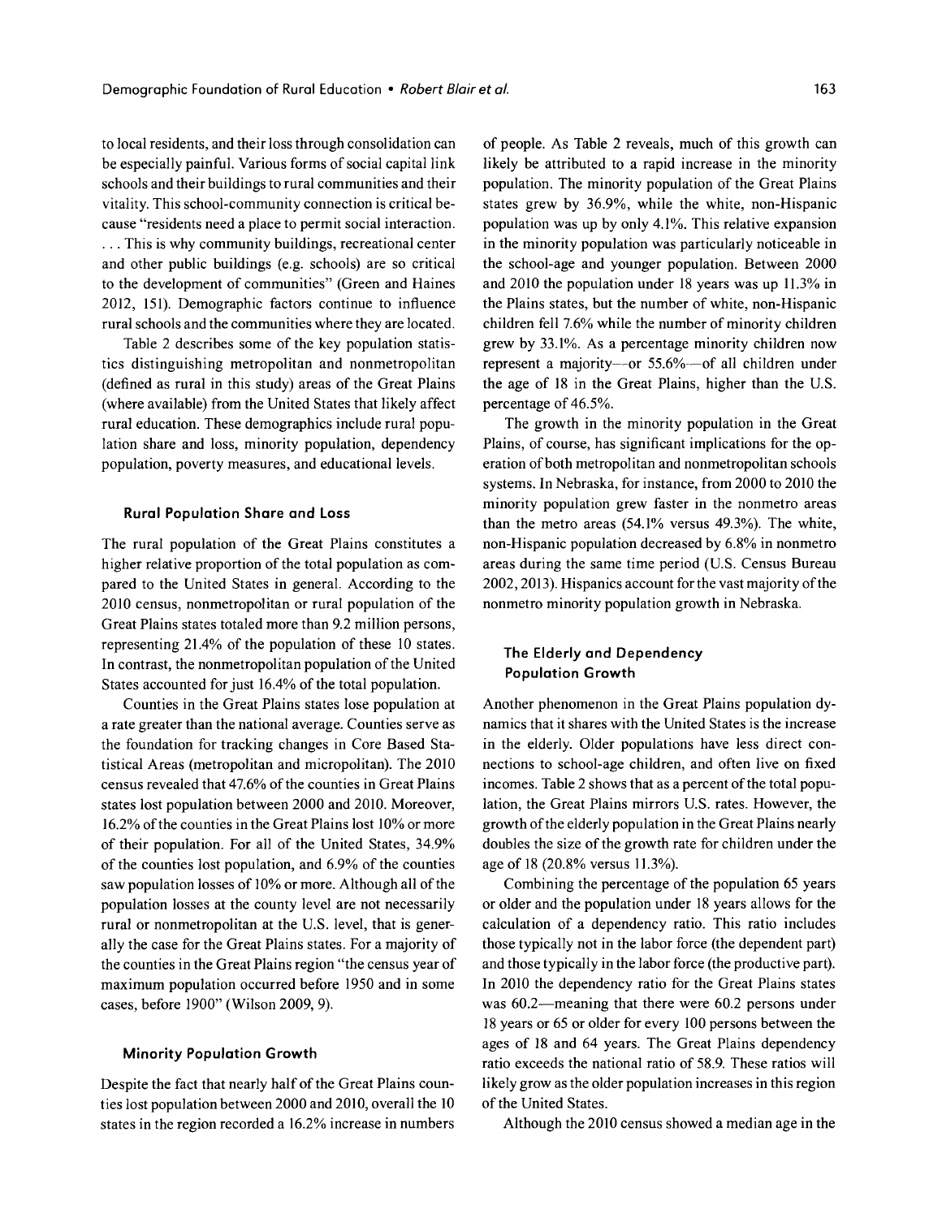to local residents, and their loss through consolidation can be especially painful. Various forms of social capital link schools and their buildings to rural communities and their vitality. This school-community connection is critical because "residents need a place to permit social interaction. . . . This is why community buildings, recreational center and other public buildings (e.g. schools) are so critical to the development of communities" (Green and Haines 2012, 151). Demographic factors continue to influence rural schools and the communities where they are located.

Table 2 describes some of the key population statistics distinguishing metropolitan and nonmetropolitan (defined as rural in this study) areas of the Great Plains (where available) from the United States that likely affect rural education. These demographics include rural population share and loss, minority population, dependency population, poverty measures, and educational levels.

### Rural Population Share and Loss

The rural population of the Great Plains constitutes a higher relative proportion of the total population as compared to the United States in general. According to the 2010 census, nonmetropolitan or rural population of the Great Plains states totaled more than 9.2 million persons, representing 21.4% of the population of these 10 states. In contrast, the nonmetropolitan population of the United States accounted for just 16.4% of the total population.

Counties in the Great Plains states lose population at a rate greater than the national average. Counties serve as the foundation for tracking changes in Core Based Statistical Areas (metropolitan and micropolitan). The 2010 census revealed that 47.6% of the counties in Great Plains states lost population between 2000 and 2010. Moreover, 16.2% of the counties in the Great Plains lost 10% or more of their population. For all of the United States, 34.9% of the counties lost population, and 6.9% of the counties saw population losses of 10% or more. Although all of the population losses at the county level are not necessarily rural or nonmetropolitan at the U.S. level, that is generally the case for the Great Plains states. For a majority of the counties in the Great Plains region "the census year of maximum population occurred before 1950 and in some cases, before 1900" (Wilson 2009, 9).

### Minority Population Growth

Despite the fact that nearly half of the Great Plains counties lost population between 2000 and 2010, overall the 10 states in the region recorded a 16.2% increase in numbers of people. As Table 2 reveals, much of this growth can likely be attributed to a rapid increase in the minority population. The minority population of the Great Plains states grew by 36.9%, while the white, non-Hispanic population was up by only 4.1%. This relative expansion in the minority population was particularly noticeable in the school-age and younger population. Between 2000 and 2010 the population under 18 years was up 11.3% in the Plains states, but the number of white, non-Hispanic children fell 7.6% while the number of minority children grew by 33.1%. As a percentage minority children now represent a majority—or 55.6%—of all children under the age of 18 in the Great Plains, higher than the U.S. percentage of 46.5%.

The growth in the minority population in the Great Plains, of course, has significant implications for the operation of both metropolitan and nonmetropolitan schools systems. In Nebraska, for instance, from 2000 to 2010 the minority population grew faster in the nonmetro areas than the metro areas (54.1% versus 49.3%). The white, non-Hispanic population decreased by 6.8% in nonmetro areas during the same time period (U.S. Census Bureau 2002, 2013). Hispanics account for the vast majority of the nonmetro minority population growth in Nebraska.

### The Elderly and Dependency Population Growth

Another phenomenon in the Great Plains population dynamics that it shares with the United States is the increase in the elderly. Older populations have less direct connections to school-age children, and often live on fixed incomes. Table 2 shows that as a percent of the total population, the Great Plains mirrors U.S. rates. However, the growth of the elderly population in the Great Plains nearly doubles the size of the growth rate for children under the age of 18 (20.8% versus 11.3%).

Combining the percentage of the population 65 years or older and the population under 18 years allows for the calculation of a dependency ratio. This ratio includes those typically not in the labor force (the dependent part) and those typically in the labor force (the productive part). In 2010 the dependency ratio for the Great Plains states was 60.2—meaning that there were 60.2 persons under 18 years or 65 or older for every 100 persons between the ages of 18 and 64 years. The Great Plains dependency ratio exceeds the national ratio of 58.9. These ratios will likely grow as the older population increases in this region of the United States.

Although the 2010 census showed a median age in the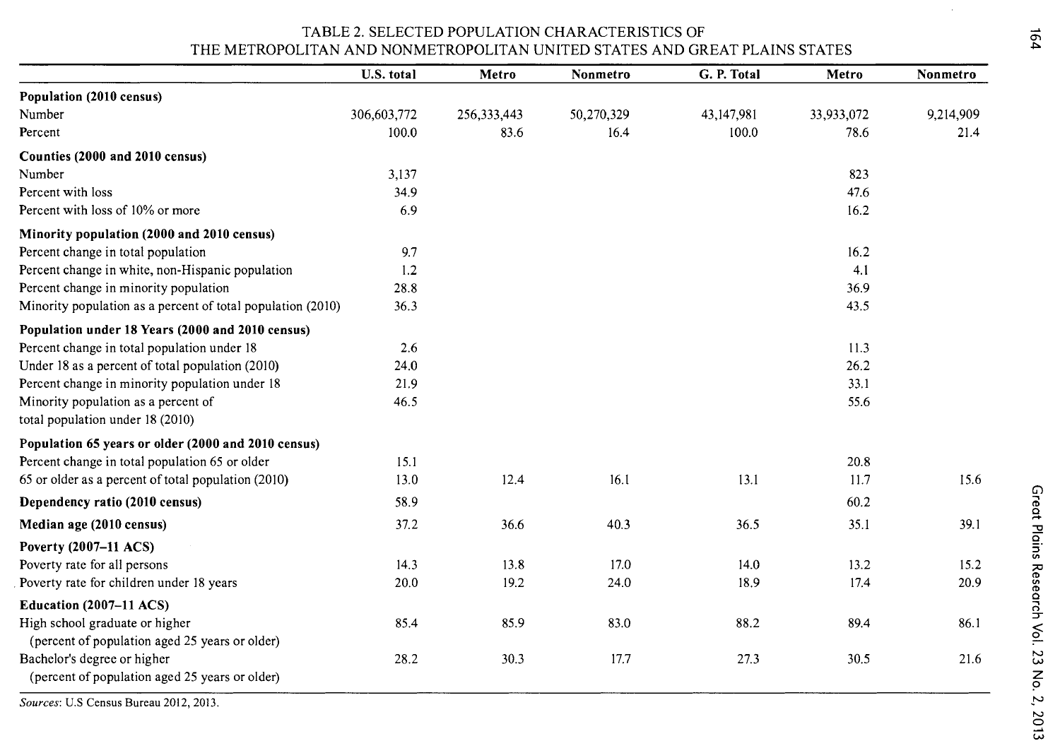TABLE 2. SELECTED POPULATION CHARACTERISTICS OF THE METROPOLITAN AND NONMETROPOLITAN UNITED STATES AND GREAT PLAINS STATES

| | U.S. total | Metro | Nonmetro | G. P. Total | Metro | Nonmetro |
|---|---|---|---|---|---|---|
| **Population (2010 census)** | | | | | | |
| Number | 306,603,772 | 256,333,443 | 50,270,329 | 43,147,981 | 33,933,072 | 9,214,909 |
| Percent | 100.0 | 83.6 | 16.4 | 100.0 | 78.6 | 21.4 |
| **Counties (2000 and 2010 census)** | | | | | | |
| Number | 3,137 | | | | 823 | |
| Percent with loss | 34.9 | | | | 47.6 | |
| Percent with loss of 10% or more | 6.9 | | | | 16.2 | |
| **Minority population (2000 and 2010 census)** | | | | | | |
| Percent change in total population | 9.7 | | | | 16.2 | |
| Percent change in white, non-Hispanic population | 1.2 | | | | 4.1 | |
| Percent change in minority population | 28.8 | | | | 36.9 | |
| Minority population as a percent of total population (2010) | 36.3 | | | | 43.5 | |
| **Population under 18 Years (2000 and 2010 census)** | | | | | | |
| Percent change in total population under 18 | 2.6 | | | | 11.3 | |
| Under 18 as a percent of total population (2010) | 24.0 | | | | 26.2 | |
| Percent change in minority population under 18 | 21.9 | | | | 33.1 | |
| Minority population as a percent of total population under 18 (2010) | 46.5 | | | | 55.6 | |
| **Population 65 years or older (2000 and 2010 census)** | | | | | | |
| Percent change in total population 65 or older | 15.1 | | | | 20.8 | |
| 65 or older as a percent of total population (2010) | 13.0 | 12.4 | 16.1 | 13.1 | 11.7 | 15.6 |
| **Dependency ratio (2010 census)** | 58.9 | | | | 60.2 | |
| **Median age (2010 census)** | 37.2 | 36.6 | 40.3 | 36.5 | 35.1 | 39.1 |
| **Poverty (2007–11 ACS)** | | | | | | |
| Poverty rate for all persons | 14.3 | 13.8 | 17.0 | 14.0 | 13.2 | 15.2 |
| Poverty rate for children under 18 years | 20.0 | 19.2 | 24.0 | 18.9 | 17.4 | 20.9 |
| **Education (2007–11 ACS)** | | | | | | |
| High school graduate or higher (percent of population aged 25 years or older) | 85.4 | 85.9 | 83.0 | 88.2 | 89.4 | 86.1 |
| Bachelor's degree or higher (percent of population aged 25 years or older) | 28.2 | 30.3 | 17.7 | 27.3 | 30.5 | 21.6 |

*Sources*: U.S Census Bureau 2012, 2013.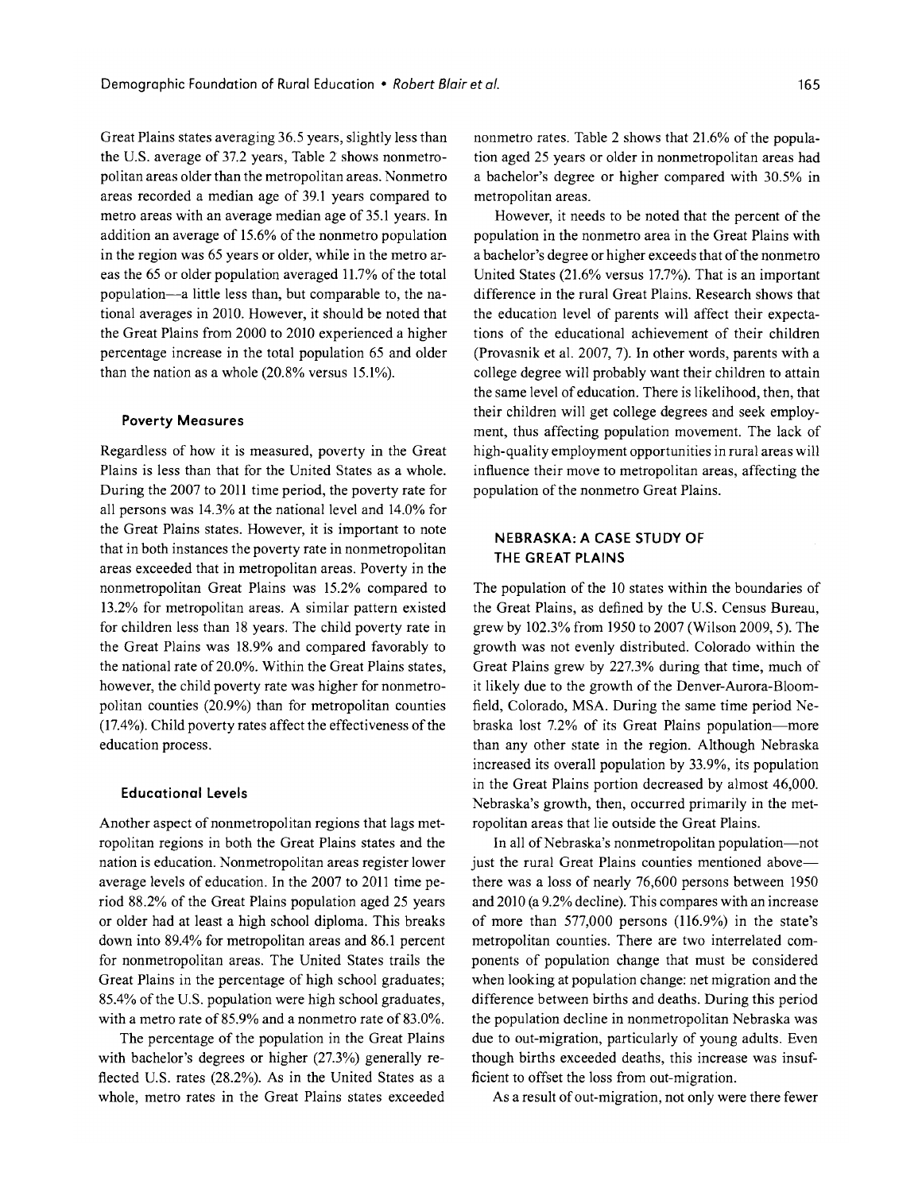Great Plains states averaging 36.5 years, slightly less than the U.S. average of 37.2 years, Table 2 shows nonmetropolitan areas older than the metropolitan areas. Nonmetro areas recorded a median age of 39.1 years compared to metro areas with an average median age of 35.1 years. In addition an average of 15.6% of the nonmetro population in the region was 65 years or older, while in the metro areas the 65 or older population averaged 11.7% of the total population—a little less than, but comparable to, the national averages in 2010. However, it should be noted that the Great Plains from 2000 to 2010 experienced a higher percentage increase in the total population 65 and older than the nation as a whole (20.8% versus 15.1%).

### Poverty Measures

Regardless of how it is measured, poverty in the Great Plains is less than that for the United States as a whole. During the 2007 to 2011 time period, the poverty rate for all persons was 14.3% at the national level and 14.0% for the Great Plains states. However, it is important to note that in both instances the poverty rate in nonmetropolitan areas exceeded that in metropolitan areas. Poverty in the nonmetropolitan Great Plains was 15.2% compared to 13.2% for metropolitan areas. A similar pattern existed for children less than 18 years. The child poverty rate in the Great Plains was 18.9% and compared favorably to the national rate of 20.0%. Within the Great Plains states, however, the child poverty rate was higher for nonmetropolitan counties (20.9%) than for metropolitan counties (17.4%). Child poverty rates affect the effectiveness of the education process.

### Educational Levels

Another aspect of nonmetropolitan regions that lags metropolitan regions in both the Great Plains states and the nation is education. Nonmetropolitan areas register lower average levels of education. In the 2007 to 2011 time period 88.2% of the Great Plains population aged 25 years or older had at least a high school diploma. This breaks down into 89.4% for metropolitan areas and 86.1 percent for nonmetropolitan areas. The United States trails the Great Plains in the percentage of high school graduates; 85.4% of the U.S. population were high school graduates, with a metro rate of 85.9% and a nonmetro rate of 83.0%.

The percentage of the population in the Great Plains with bachelor's degrees or higher (27.3%) generally reflected U.S. rates (28.2%). As in the United States as a whole, metro rates in the Great Plains states exceeded nonmetro rates. Table 2 shows that 21.6% of the population aged 25 years or older in nonmetropolitan areas had a bachelor's degree or higher compared with 30.5% in metropolitan areas.

However, it needs to be noted that the percent of the population in the nonmetro area in the Great Plains with a bachelor's degree or higher exceeds that of the nonmetro United States (21.6% versus 17.7%). That is an important difference in the rural Great Plains. Research shows that the education level of parents will affect their expectations of the educational achievement of their children (Provasnik et al. 2007, 7). In other words, parents with a college degree will probably want their children to attain the same level of education. There is likelihood, then, that their children will get college degrees and seek employment, thus affecting population movement. The lack of high-quality employment opportunities in rural areas will influence their move to metropolitan areas, affecting the population of the nonmetro Great Plains.

## NEBRASKA: A CASE STUDY OF THE GREAT PLAINS

The population of the 10 states within the boundaries of the Great Plains, as defined by the U.S. Census Bureau, grew by 102.3% from 1950 to 2007 (Wilson 2009, 5). The growth was not evenly distributed. Colorado within the Great Plains grew by 227.3% during that time, much of it likely due to the growth of the Denver-Aurora-Bloomfield, Colorado, MSA. During the same time period Nebraska lost 7.2% of its Great Plains population—more than any other state in the region. Although Nebraska increased its overall population by 33.9%, its population in the Great Plains portion decreased by almost 46,000. Nebraska's growth, then, occurred primarily in the metropolitan areas that lie outside the Great Plains.

In all of Nebraska's nonmetropolitan population—not just the rural Great Plains counties mentioned above—there was a loss of nearly 76,600 persons between 1950 and 2010 (a 9.2% decline). This compares with an increase of more than 577,000 persons (116.9%) in the state's metropolitan counties. There are two interrelated components of population change that must be considered when looking at population change: net migration and the difference between births and deaths. During this period the population decline in nonmetropolitan Nebraska was due to out-migration, particularly of young adults. Even though births exceeded deaths, this increase was insufficient to offset the loss from out-migration.

As a result of out-migration, not only were there fewer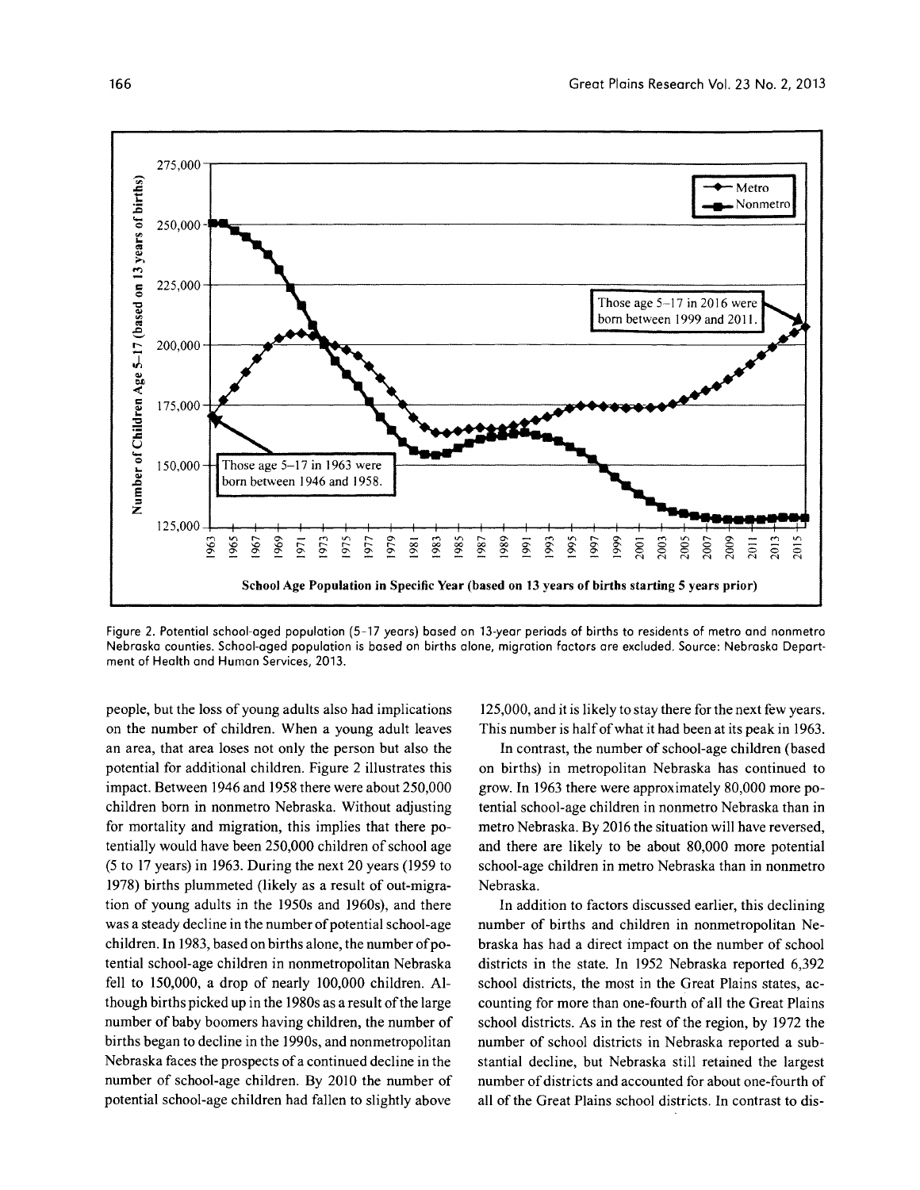Figure 2. Potential school-aged population (5–17 years) based on 13-year periods of births to residents of metro and nonmetro Nebraska counties. School-aged population is based on births alone, migration factors are excluded. Source: Nebraska Department of Health and Human Services, 2013.

people, but the loss of young adults also had implications on the number of children. When a young adult leaves an area, that area loses not only the person but also the potential for additional children. Figure 2 illustrates this impact. Between 1946 and 1958 there were about 250,000 children born in nonmetro Nebraska. Without adjusting for mortality and migration, this implies that there potentially would have been 250,000 children of school age (5 to 17 years) in 1963. During the next 20 years (1959 to 1978) births plummeted (likely as a result of out-migration of young adults in the 1950s and 1960s), and there was a steady decline in the number of potential school-age children. In 1983, based on births alone, the number of potential school-age children in nonmetropolitan Nebraska fell to 150,000, a drop of nearly 100,000 children. Although births picked up in the 1980s as a result of the large number of baby boomers having children, the number of births began to decline in the 1990s, and nonmetropolitan Nebraska faces the prospects of a continued decline in the number of school-age children. By 2010 the number of potential school-age children had fallen to slightly above 125,000, and it is likely to stay there for the next few years. This number is half of what it had been at its peak in 1963.

In contrast, the number of school-age children (based on births) in metropolitan Nebraska has continued to grow. In 1963 there were approximately 80,000 more potential school-age children in nonmetro Nebraska than in metro Nebraska. By 2016 the situation will have reversed, and there are likely to be about 80,000 more potential school-age children in metro Nebraska than in nonmetro Nebraska.

In addition to factors discussed earlier, this declining number of births and children in nonmetropolitan Nebraska has had a direct impact on the number of school districts in the state. In 1952 Nebraska reported 6,392 school districts, the most in the Great Plains states, accounting for more than one-fourth of all the Great Plains school districts. As in the rest of the region, by 1972 the number of school districts in Nebraska reported a substantial decline, but Nebraska still retained the largest number of districts and accounted for about one-fourth of all of the Great Plains school districts. In contrast to dis-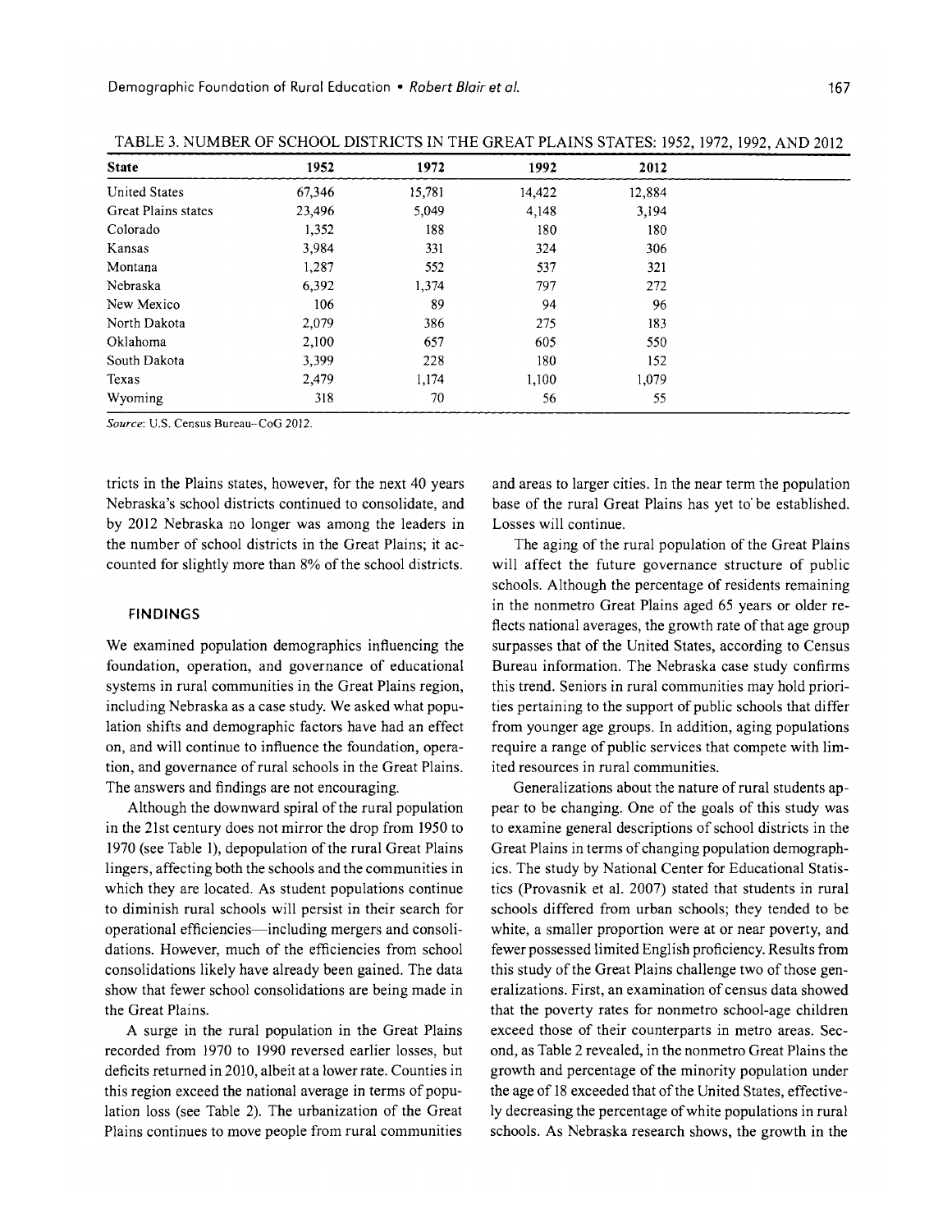TABLE 3. NUMBER OF SCHOOL DISTRICTS IN THE GREAT PLAINS STATES: 1952, 1972, 1992, AND 2012

| State | 1952 | 1972 | 1992 | 2012 |
|---|---|---|---|---|
| United States | 67,346 | 15,781 | 14,422 | 12,884 |
| Great Plains states | 23,496 | 5,049 | 4,148 | 3,194 |
| Colorado | 1,352 | 188 | 180 | 180 |
| Kansas | 3,984 | 331 | 324 | 306 |
| Montana | 1,287 | 552 | 537 | 321 |
| Nebraska | 6,392 | 1,374 | 797 | 272 |
| New Mexico | 106 | 89 | 94 | 96 |
| North Dakota | 2,079 | 386 | 275 | 183 |
| Oklahoma | 2,100 | 657 | 605 | 550 |
| South Dakota | 3,399 | 228 | 180 | 152 |
| Texas | 2,479 | 1,174 | 1,100 | 1,079 |
| Wyoming | 318 | 70 | 56 | 55 |

*Source*: U.S. Census Bureau–CoG 2012.

tricts in the Plains states, however, for the next 40 years Nebraska's school districts continued to consolidate, and by 2012 Nebraska no longer was among the leaders in the number of school districts in the Great Plains; it accounted for slightly more than 8% of the school districts.

## FINDINGS

We examined population demographics influencing the foundation, operation, and governance of educational systems in rural communities in the Great Plains region, including Nebraska as a case study. We asked what population shifts and demographic factors have had an effect on, and will continue to influence the foundation, operation, and governance of rural schools in the Great Plains. The answers and findings are not encouraging.

Although the downward spiral of the rural population in the 21st century does not mirror the drop from 1950 to 1970 (see Table 1), depopulation of the rural Great Plains lingers, affecting both the schools and the communities in which they are located. As student populations continue to diminish rural schools will persist in their search for operational efficiencies—including mergers and consolidations. However, much of the efficiencies from school consolidations likely have already been gained. The data show that fewer school consolidations are being made in the Great Plains.

A surge in the rural population in the Great Plains recorded from 1970 to 1990 reversed earlier losses, but deficits returned in 2010, albeit at a lower rate. Counties in this region exceed the national average in terms of population loss (see Table 2). The urbanization of the Great Plains continues to move people from rural communities and areas to larger cities. In the near term the population base of the rural Great Plains has yet to be established. Losses will continue.

The aging of the rural population of the Great Plains will affect the future governance structure of public schools. Although the percentage of residents remaining in the nonmetro Great Plains aged 65 years or older reflects national averages, the growth rate of that age group surpasses that of the United States, according to Census Bureau information. The Nebraska case study confirms this trend. Seniors in rural communities may hold priorities pertaining to the support of public schools that differ from younger age groups. In addition, aging populations require a range of public services that compete with limited resources in rural communities.

Generalizations about the nature of rural students appear to be changing. One of the goals of this study was to examine general descriptions of school districts in the Great Plains in terms of changing population demographics. The study by National Center for Educational Statistics (Provasnik et al. 2007) stated that students in rural schools differed from urban schools; they tended to be white, a smaller proportion were at or near poverty, and fewer possessed limited English proficiency. Results from this study of the Great Plains challenge two of those generalizations. First, an examination of census data showed that the poverty rates for nonmetro school-age children exceed those of their counterparts in metro areas. Second, as Table 2 revealed, in the nonmetro Great Plains the growth and percentage of the minority population under the age of 18 exceeded that of the United States, effectively decreasing the percentage of white populations in rural schools. As Nebraska research shows, the growth in the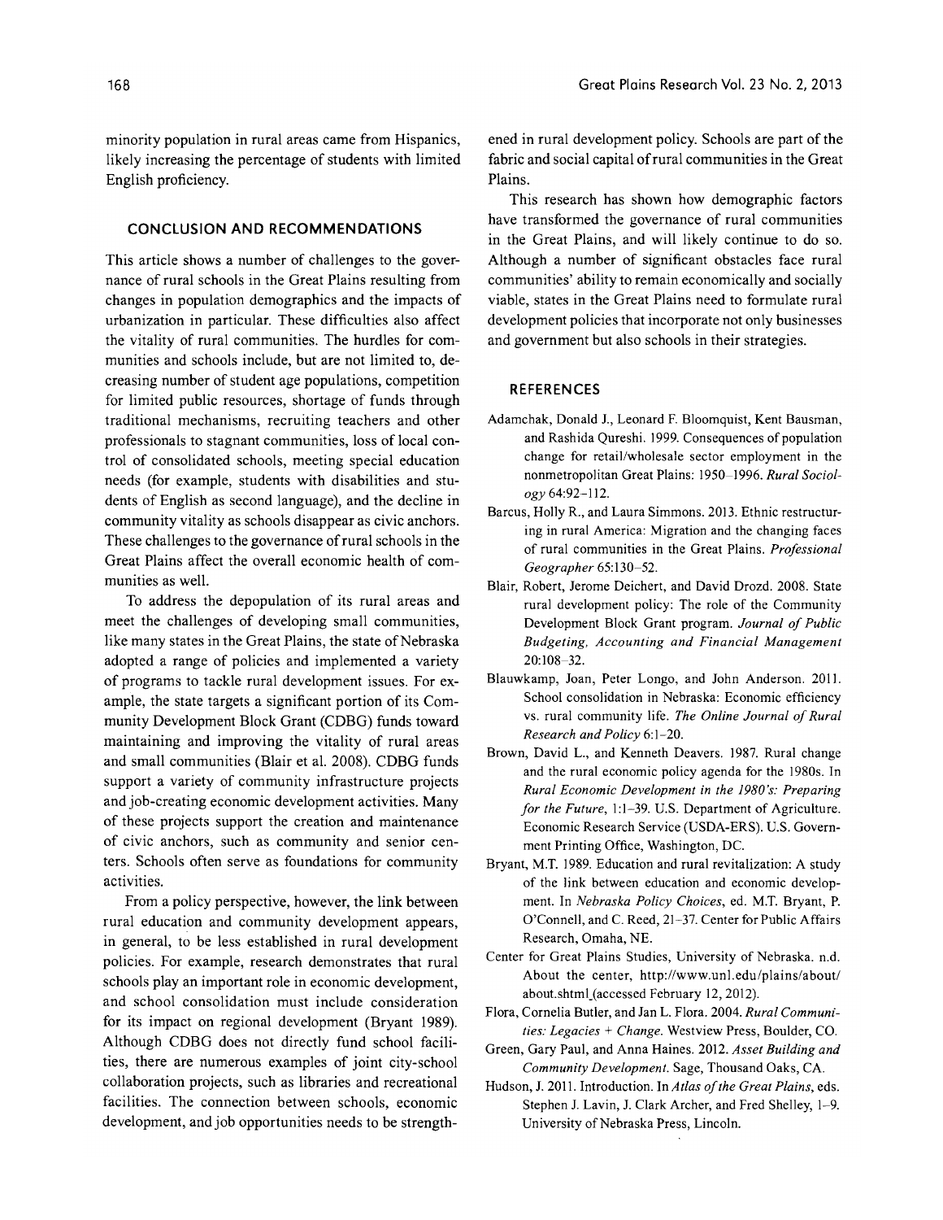minority population in rural areas came from Hispanics, likely increasing the percentage of students with limited English proficiency.

## CONCLUSION AND RECOMMENDATIONS

This article shows a number of challenges to the governance of rural schools in the Great Plains resulting from changes in population demographics and the impacts of urbanization in particular. These difficulties also affect the vitality of rural communities. The hurdles for communities and schools include, but are not limited to, decreasing number of student age populations, competition for limited public resources, shortage of funds through traditional mechanisms, recruiting teachers and other professionals to stagnant communities, loss of local control of consolidated schools, meeting special education needs (for example, students with disabilities and students of English as second language), and the decline in community vitality as schools disappear as civic anchors. These challenges to the governance of rural schools in the Great Plains affect the overall economic health of communities as well.

To address the depopulation of its rural areas and meet the challenges of developing small communities, like many states in the Great Plains, the state of Nebraska adopted a range of policies and implemented a variety of programs to tackle rural development issues. For example, the state targets a significant portion of its Community Development Block Grant (CDBG) funds toward maintaining and improving the vitality of rural areas and small communities (Blair et al. 2008). CDBG funds support a variety of community infrastructure projects and job-creating economic development activities. Many of these projects support the creation and maintenance of civic anchors, such as community and senior centers. Schools often serve as foundations for community activities.

From a policy perspective, however, the link between rural education and community development appears, in general, to be less established in rural development policies. For example, research demonstrates that rural schools play an important role in economic development, and school consolidation must include consideration for its impact on regional development (Bryant 1989). Although CDBG does not directly fund school facilities, there are numerous examples of joint city-school collaboration projects, such as libraries and recreational facilities. The connection between schools, economic development, and job opportunities needs to be strengthened in rural development policy. Schools are part of the fabric and social capital of rural communities in the Great Plains.

This research has shown how demographic factors have transformed the governance of rural communities in the Great Plains, and will likely continue to do so. Although a number of significant obstacles face rural communities' ability to remain economically and socially viable, states in the Great Plains need to formulate rural development policies that incorporate not only businesses and government but also schools in their strategies.

## REFERENCES

Adamchak, Donald J., Leonard F. Bloomquist, Kent Bausman, and Rashida Qureshi. 1999. Consequences of population change for retail/wholesale sector employment in the nonmetropolitan Great Plains: 1950–1996. *Rural Sociology* 64:92–112.

Barcus, Holly R., and Laura Simmons. 2013. Ethnic restructuring in rural America: Migration and the changing faces of rural communities in the Great Plains. *Professional Geographer* 65:130–52.

Blair, Robert, Jerome Deichert, and David Drozd. 2008. State rural development policy: The role of the Community Development Block Grant program. *Journal of Public Budgeting, Accounting and Financial Management* 20:108–32.

Blauwkamp, Joan, Peter Longo, and John Anderson. 2011. School consolidation in Nebraska: Economic efficiency vs. rural community life. *The Online Journal of Rural Research and Policy* 6:1–20.

Brown, David L., and Kenneth Deavers. 1987. Rural change and the rural economic policy agenda for the 1980s. In *Rural Economic Development in the 1980's: Preparing for the Future*, 1:1–39. U.S. Department of Agriculture. Economic Research Service (USDA-ERS). U.S. Government Printing Office, Washington, DC.

Bryant, M.T. 1989. Education and rural revitalization: A study of the link between education and economic development. In *Nebraska Policy Choices*, ed. M.T. Bryant, P. O'Connell, and C. Reed, 21–37. Center for Public Affairs Research, Omaha, NE.

Center for Great Plains Studies, University of Nebraska. n.d. About the center, http://www.unl.edu/plains/about/about.shtml (accessed February 12, 2012).

Flora, Cornelia Butler, and Jan L. Flora. 2004. *Rural Communities: Legacies + Change*. Westview Press, Boulder, CO.

Green, Gary Paul, and Anna Haines. 2012. *Asset Building and Community Development*. Sage, Thousand Oaks, CA.

Hudson, J. 2011. Introduction. In *Atlas of the Great Plains*, eds. Stephen J. Lavin, J. Clark Archer, and Fred Shelley, 1–9. University of Nebraska Press, Lincoln.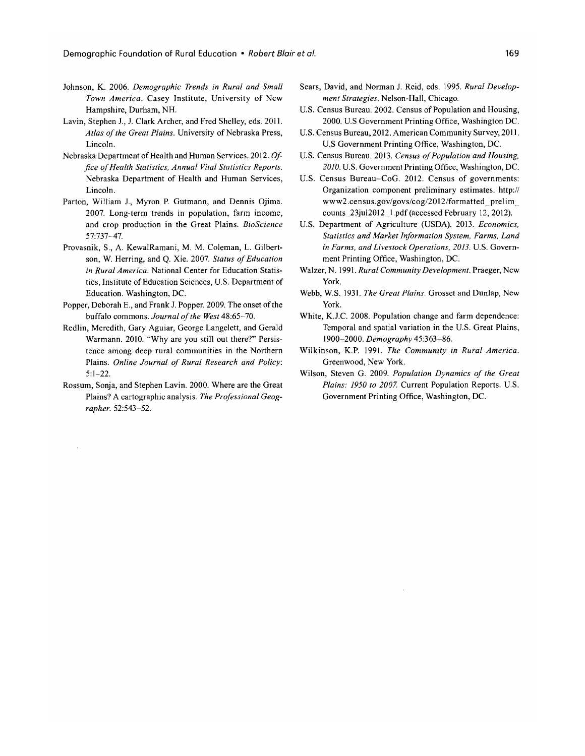Johnson, K. 2006. *Demographic Trends in Rural and Small Town America*. Casey Institute, University of New Hampshire, Durham, NH.

Lavin, Stephen J., J. Clark Archer, and Fred Shelley, eds. 2011. *Atlas of the Great Plains*. University of Nebraska Press, Lincoln.

Nebraska Department of Health and Human Services. 2012. *Office of Health Statistics, Annual Vital Statistics Reports*. Nebraska Department of Health and Human Services, Lincoln.

Parton, William J., Myron P. Gutmann, and Dennis Ojima. 2007. Long-term trends in population, farm income, and crop production in the Great Plains. *BioScience* 57:737–47.

Provasnik, S., A. KewalRamani, M. M. Coleman, L. Gilbertson, W. Herring, and Q. Xie. 2007. *Status of Education in Rural America*. National Center for Education Statistics, Institute of Education Sciences, U.S. Department of Education. Washington, DC.

Popper, Deborah E., and Frank J. Popper. 2009. The onset of the buffalo commons. *Journal of the West* 48:65–70.

Redlin, Meredith, Gary Aguiar, George Langelett, and Gerald Warmann. 2010. "Why are you still out there?" Persistence among deep rural communities in the Northern Plains. *Online Journal of Rural Research and Policy*: 5:1–22.

Rossum, Sonja, and Stephen Lavin. 2000. Where are the Great Plains? A cartographic analysis. *The Professional Geographer*. 52:543–52.

Sears, David, and Norman J. Reid, eds. 1995. *Rural Development Strategies*. Nelson-Hall, Chicago.

U.S. Census Bureau. 2002. Census of Population and Housing, 2000. U.S Government Printing Office, Washington DC.

U.S. Census Bureau, 2012. American Community Survey, 2011. U.S Government Printing Office, Washington, DC.

U.S. Census Bureau. 2013. *Census of Population and Housing, 2010*. U.S. Government Printing Office, Washington, DC.

U.S. Census Bureau–CoG. 2012. Census of governments: Organization component preliminary estimates. http://www2.census.gov/govs/cog/2012/formatted_prelim_counts_23jul2012_1.pdf (accessed February 12, 2012).

U.S. Department of Agriculture (USDA). 2013. *Economics, Statistics and Market Information System, Farms, Land in Farms, and Livestock Operations, 2013*. U.S. Government Printing Office, Washington, DC.

Walzer, N. 1991. *Rural Community Development*. Praeger, New York.

Webb, W.S. 1931. *The Great Plains*. Grosset and Dunlap, New York.

White, K.J.C. 2008. Population change and farm dependence: Temporal and spatial variation in the U.S. Great Plains, 1900–2000. *Demography* 45:363–86.

Wilkinson, K.P. 1991. *The Community in Rural America*. Greenwood, New York.

Wilson, Steven G. 2009. *Population Dynamics of the Great Plains: 1950 to 2007*. Current Population Reports. U.S. Government Printing Office, Washington, DC.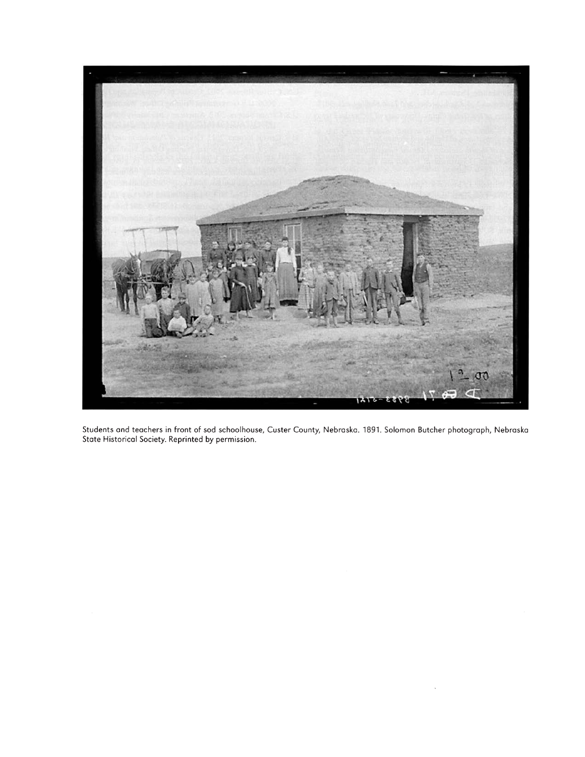Students and teachers in front of sod schoolhouse, Custer County, Nebraska. 1891. Solomon Butcher photograph, Nebraska State Historical Society. Reprinted by permission.